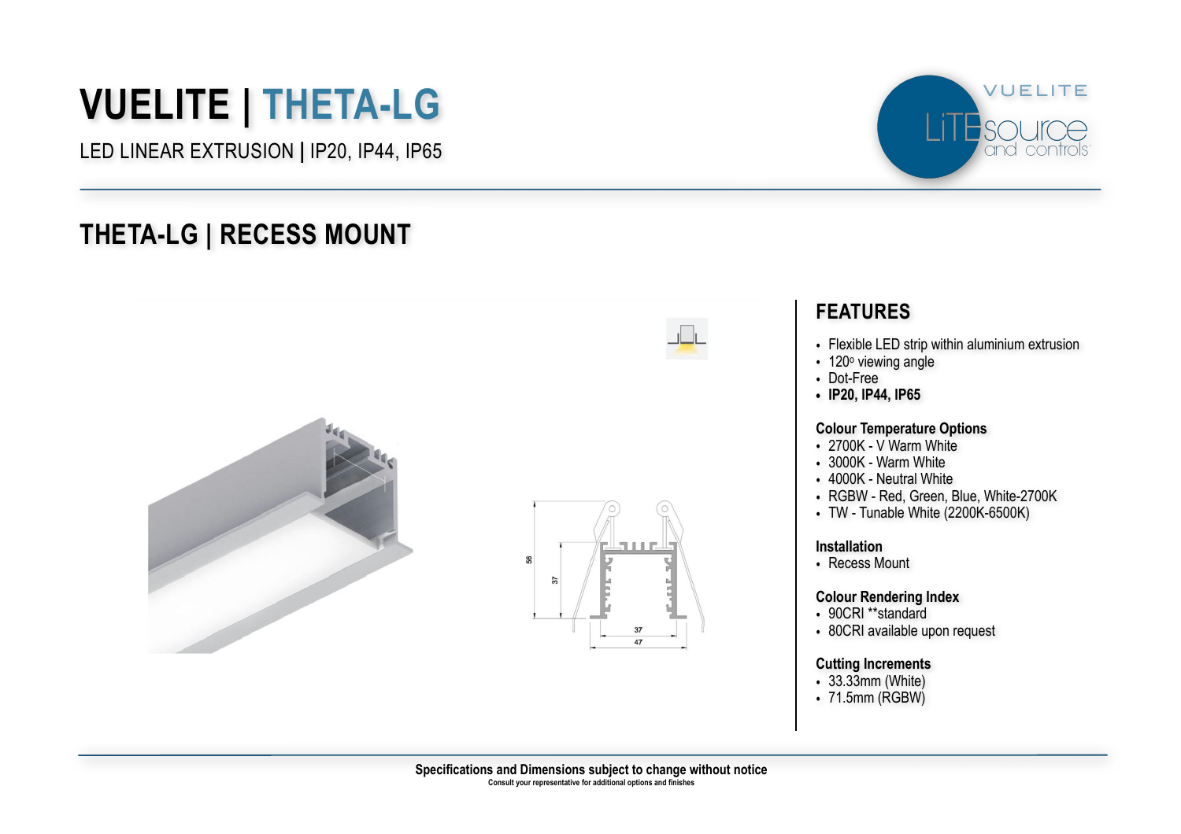# VUELITE | THETA-LG

LED LINEAR EXTRUSION | IP20, IP44, IP65

VUELITE LiTEsource and controls

## THETA-LG | RECESS MOUNT

56

37

37

47

## FEATURES

- Flexible LED strip within aluminium extrusion
- 120º viewing angle
- Dot-Free
- **IP20, IP44, IP65**

### Colour Temperature Options

- 2700K - V Warm White
- 3000K - Warm White
- 4000K - Neutral White
- RGBW - Red, Green, Blue, White-2700K
- TW - Tunable White (2200K-6500K)

### Installation

- Recess Mount

### Colour Rendering Index

- 90CRI **standard
- 80CRI available upon request

### Cutting Increments

- 33.33mm (White)
- 71.5mm (RGBW)

**Specifications and Dimensions subject to change without notice**

**Consult your representative for additional options and finishes**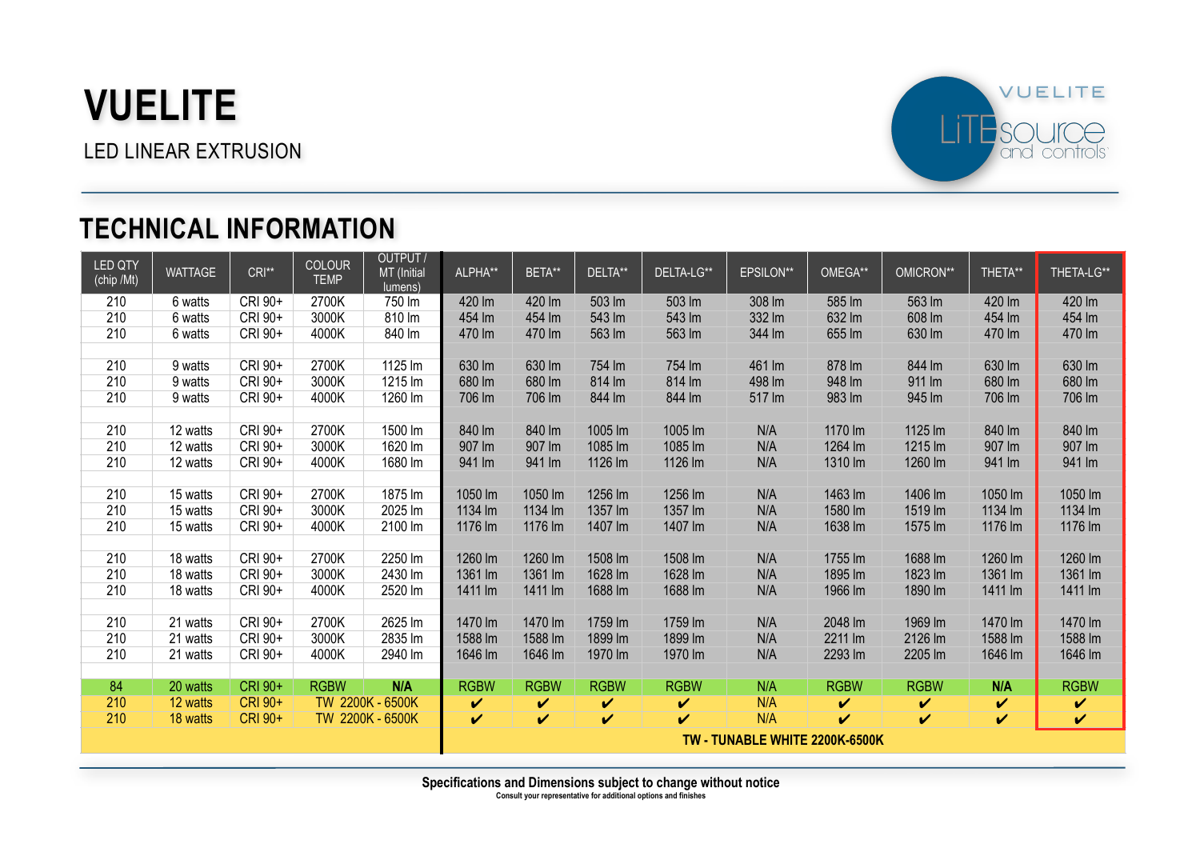# VUELITE

LED LINEAR EXTRUSION

## TECHNICAL INFORMATION

| LED QTY (chip /Mt) | WATTAGE | CRI** | COLOUR TEMP | OUTPUT / MT (Initial lumens) | ALPHA** | BETA** | DELTA** | DELTA-LG** | EPSILON** | OMEGA** | OMICRON** | THETA** | THETA-LG** |
|---|---|---|---|---|---|---|---|---|---|---|---|---|---|
| 210 | 6 watts | CRI 90+ | 2700K | 750 lm | 420 lm | 420 lm | 503 lm | 503 lm | 308 lm | 585 lm | 563 lm | 420 lm | 420 lm |
| 210 | 6 watts | CRI 90+ | 3000K | 810 lm | 454 lm | 454 lm | 543 lm | 543 lm | 332 lm | 632 lm | 608 lm | 454 lm | 454 lm |
| 210 | 6 watts | CRI 90+ | 4000K | 840 lm | 470 lm | 470 lm | 563 lm | 563 lm | 344 lm | 655 lm | 630 lm | 470 lm | 470 lm |
| | | | | | | | | | | | | | |
| 210 | 9 watts | CRI 90+ | 2700K | 1125 lm | 630 lm | 630 lm | 754 lm | 754 lm | 461 lm | 878 lm | 844 lm | 630 lm | 630 lm |
| 210 | 9 watts | CRI 90+ | 3000K | 1215 lm | 680 lm | 680 lm | 814 lm | 814 lm | 498 lm | 948 lm | 911 lm | 680 lm | 680 lm |
| 210 | 9 watts | CRI 90+ | 4000K | 1260 lm | 706 lm | 706 lm | 844 lm | 844 lm | 517 lm | 983 lm | 945 lm | 706 lm | 706 lm |
| | | | | | | | | | | | | | |
| 210 | 12 watts | CRI 90+ | 2700K | 1500 lm | 840 lm | 840 lm | 1005 lm | 1005 lm | N/A | 1170 lm | 1125 lm | 840 lm | 840 lm |
| 210 | 12 watts | CRI 90+ | 3000K | 1620 lm | 907 lm | 907 lm | 1085 lm | 1085 lm | N/A | 1264 lm | 1215 lm | 907 lm | 907 lm |
| 210 | 12 watts | CRI 90+ | 4000K | 1680 lm | 941 lm | 941 lm | 1126 lm | 1126 lm | N/A | 1310 lm | 1260 lm | 941 lm | 941 lm |
| | | | | | | | | | | | | | |
| 210 | 15 watts | CRI 90+ | 2700K | 1875 lm | 1050 lm | 1050 lm | 1256 lm | 1256 lm | N/A | 1463 lm | 1406 lm | 1050 lm | 1050 lm |
| 210 | 15 watts | CRI 90+ | 3000K | 2025 lm | 1134 lm | 1134 lm | 1357 lm | 1357 lm | N/A | 1580 lm | 1519 lm | 1134 lm | 1134 lm |
| 210 | 15 watts | CRI 90+ | 4000K | 2100 lm | 1176 lm | 1176 lm | 1407 lm | 1407 lm | N/A | 1638 lm | 1575 lm | 1176 lm | 1176 lm |
| | | | | | | | | | | | | | |
| 210 | 18 watts | CRI 90+ | 2700K | 2250 lm | 1260 lm | 1260 lm | 1508 lm | 1508 lm | N/A | 1755 lm | 1688 lm | 1260 lm | 1260 lm |
| 210 | 18 watts | CRI 90+ | 3000K | 2430 lm | 1361 lm | 1361 lm | 1628 lm | 1628 lm | N/A | 1895 lm | 1823 lm | 1361 lm | 1361 lm |
| 210 | 18 watts | CRI 90+ | 4000K | 2520 lm | 1411 lm | 1411 lm | 1688 lm | 1688 lm | N/A | 1966 lm | 1890 lm | 1411 lm | 1411 lm |
| | | | | | | | | | | | | | |
| 210 | 21 watts | CRI 90+ | 2700K | 2625 lm | 1470 lm | 1470 lm | 1759 lm | 1759 lm | N/A | 2048 lm | 1969 lm | 1470 lm | 1470 lm |
| 210 | 21 watts | CRI 90+ | 3000K | 2835 lm | 1588 lm | 1588 lm | 1899 lm | 1899 lm | N/A | 2211 lm | 2126 lm | 1588 lm | 1588 lm |
| 210 | 21 watts | CRI 90+ | 4000K | 2940 lm | 1646 lm | 1646 lm | 1970 lm | 1970 lm | N/A | 2293 lm | 2205 lm | 1646 lm | 1646 lm |
| | | | | | | | | | | | | | |
| 84 | 20 watts | CRI 90+ | RGBW | **N/A** | RGBW | RGBW | RGBW | RGBW | N/A | RGBW | RGBW | **N/A** | RGBW |
| 210 | 12 watts | CRI 90+ | TW 2200K - 6500K | | ✔ | ✔ | ✔ | ✔ | N/A | ✔ | ✔ | ✔ | ✔ |
| 210 | 18 watts | CRI 90+ | TW 2200K - 6500K | | ✔ | ✔ | ✔ | ✔ | N/A | ✔ | ✔ | ✔ | ✔ |

**TW - TUNABLE WHITE 2200K-6500K**

**Specifications and Dimensions subject to change without notice**

Consult your representative for additional options and finishes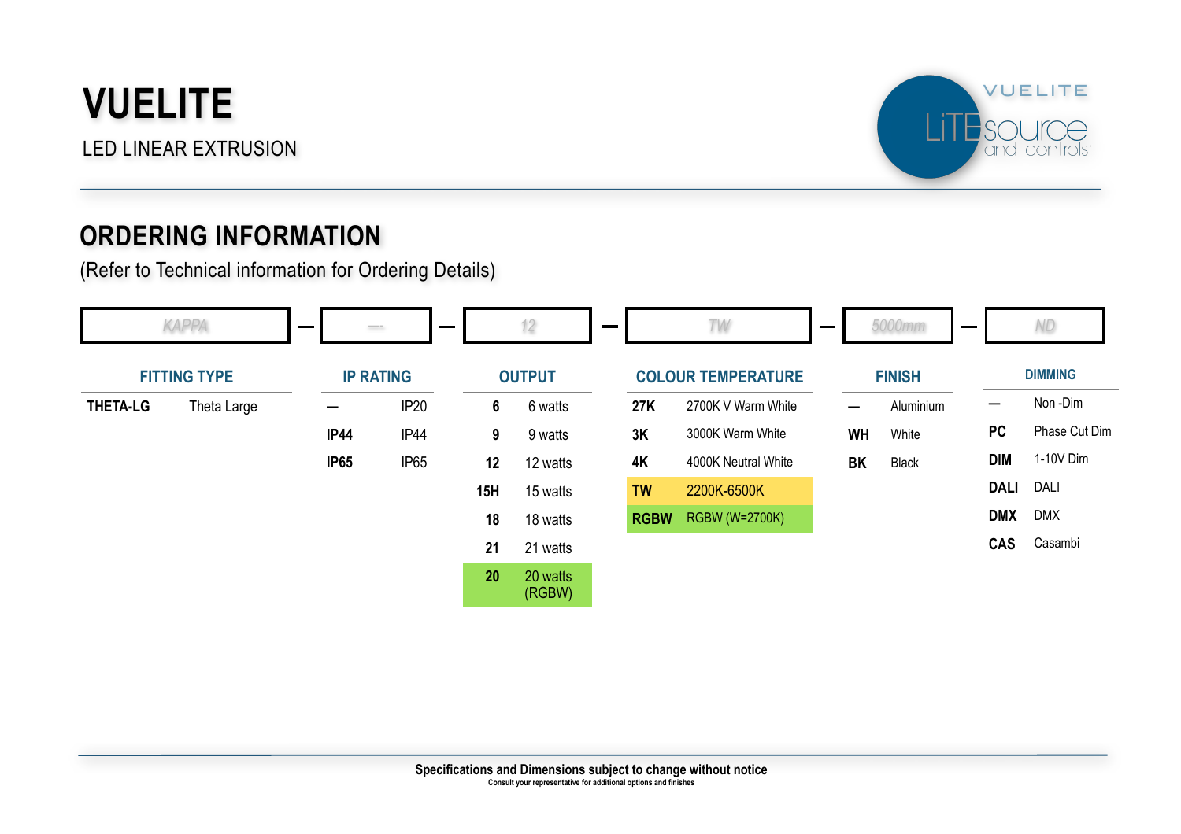# VUELITE

LED LINEAR EXTRUSION

## ORDERING INFORMATION

(Refer to Technical information for Ordering Details)

| KAPPA | — | — | — | 12 | — | TW | — | 5000mm | — | ND |
|---|---|---|---|---|---|---|---|---|---|---|

### FITTING TYPE

| | |
|---|---|
| THETA-LG | Theta Large |

### IP RATING

| | |
|---|---|
| — | IP20 |
| IP44 | IP44 |
| IP65 | IP65 |

### OUTPUT

| | |
|---|---|
| 6 | 6 watts |
| 9 | 9 watts |
| 12 | 12 watts |
| 15H | 15 watts |
| 18 | 18 watts |
| 21 | 21 watts |
| 20 | 20 watts (RGBW) |

### COLOUR TEMPERATURE

| | |
|---|---|
| 27K | 2700K V Warm White |
| 3K | 3000K Warm White |
| 4K | 4000K Neutral White |
| TW | 2200K-6500K |
| RGBW | RGBW (W=2700K) |

### FINISH

| | |
|---|---|
| — | Aluminium |
| WH | White |
| BK | Black |

### DIMMING

| | |
|---|---|
| — | Non -Dim |
| PC | Phase Cut Dim |
| DIM | 1-10V Dim |
| DALI | DALI |
| DMX | DMX |
| CAS | Casambi |

**Specifications and Dimensions subject to change without notice**

Consult your representative for additional options and finishes